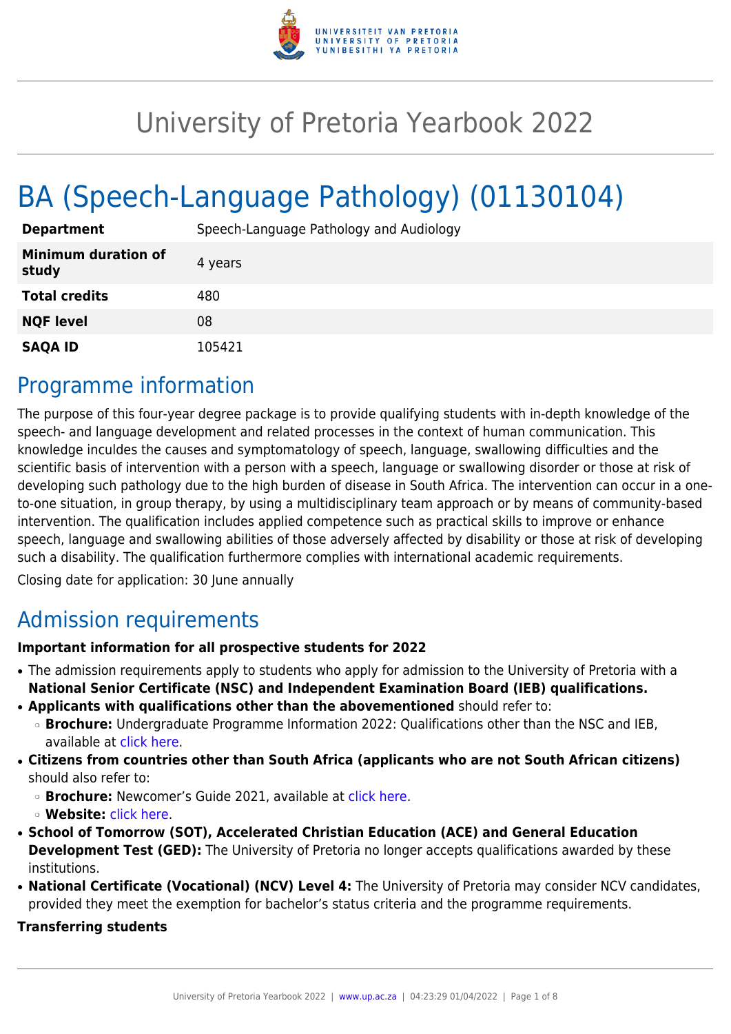# University of Pretoria Yearbook 2022

# BA (Speech-Language Pathology) (01130104)

| | |
|---|---|
| **Department** | Speech-Language Pathology and Audiology |
| **Minimum duration of study** | 4 years |
| **Total credits** | 480 |
| **NQF level** | 08 |
| **SAQA ID** | 105421 |

## Programme information

The purpose of this four-year degree package is to provide qualifying students with in-depth knowledge of the speech- and language development and related processes in the context of human communication. This knowledge inculdes the causes and symptomatology of speech, language, swallowing difficulties and the scientific basis of intervention with a person with a speech, language or swallowing disorder or those at risk of developing such pathology due to the high burden of disease in South Africa. The intervention can occur in a one-to-one situation, in group therapy, by using a multidisciplinary team approach or by means of community-based intervention. The qualification includes applied competence such as practical skills to improve or enhance speech, language and swallowing abilities of those adversely affected by disability or those at risk of developing such a disability. The qualification furthermore complies with international academic requirements.

Closing date for application: 30 June annually

## Admission requirements

**Important information for all prospective students for 2022**

- The admission requirements apply to students who apply for admission to the University of Pretoria with a **National Senior Certificate (NSC) and Independent Examination Board (IEB) qualifications.**
- **Applicants with qualifications other than the abovementioned** should refer to:
  - **Brochure:** Undergraduate Programme Information 2022: Qualifications other than the NSC and IEB, available at click here.
- **Citizens from countries other than South Africa (applicants who are not South African citizens)** should also refer to:
  - **Brochure:** Newcomer's Guide 2021, available at click here.
  - **Website:** click here.
- **School of Tomorrow (SOT), Accelerated Christian Education (ACE) and General Education Development Test (GED):** The University of Pretoria no longer accepts qualifications awarded by these institutions.
- **National Certificate (Vocational) (NCV) Level 4:** The University of Pretoria may consider NCV candidates, provided they meet the exemption for bachelor's status criteria and the programme requirements.

**Transferring students**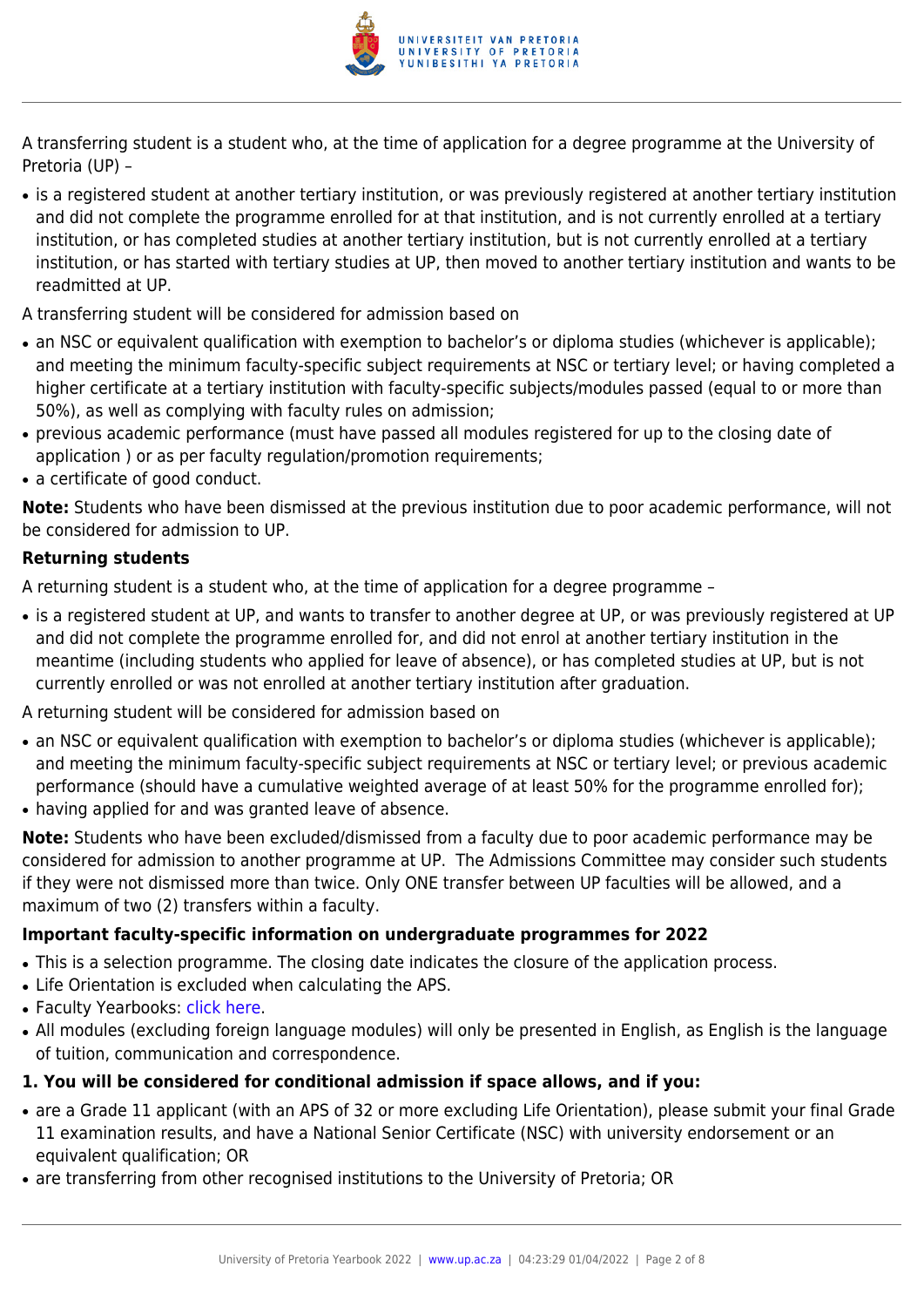A transferring student is a student who, at the time of application for a degree programme at the University of Pretoria (UP) –

- is a registered student at another tertiary institution, or was previously registered at another tertiary institution and did not complete the programme enrolled for at that institution, and is not currently enrolled at a tertiary institution, or has completed studies at another tertiary institution, but is not currently enrolled at a tertiary institution, or has started with tertiary studies at UP, then moved to another tertiary institution and wants to be readmitted at UP.

A transferring student will be considered for admission based on

- an NSC or equivalent qualification with exemption to bachelor's or diploma studies (whichever is applicable); and meeting the minimum faculty-specific subject requirements at NSC or tertiary level; or having completed a higher certificate at a tertiary institution with faculty-specific subjects/modules passed (equal to or more than 50%), as well as complying with faculty rules on admission;
- previous academic performance (must have passed all modules registered for up to the closing date of application ) or as per faculty regulation/promotion requirements;
- a certificate of good conduct.

**Note:** Students who have been dismissed at the previous institution due to poor academic performance, will not be considered for admission to UP.

**Returning students**

A returning student is a student who, at the time of application for a degree programme –

- is a registered student at UP, and wants to transfer to another degree at UP, or was previously registered at UP and did not complete the programme enrolled for, and did not enrol at another tertiary institution in the meantime (including students who applied for leave of absence), or has completed studies at UP, but is not currently enrolled or was not enrolled at another tertiary institution after graduation.

A returning student will be considered for admission based on

- an NSC or equivalent qualification with exemption to bachelor's or diploma studies (whichever is applicable); and meeting the minimum faculty-specific subject requirements at NSC or tertiary level; or previous academic performance (should have a cumulative weighted average of at least 50% for the programme enrolled for);
- having applied for and was granted leave of absence.

**Note:** Students who have been excluded/dismissed from a faculty due to poor academic performance may be considered for admission to another programme at UP. The Admissions Committee may consider such students if they were not dismissed more than twice. Only ONE transfer between UP faculties will be allowed, and a maximum of two (2) transfers within a faculty.

**Important faculty-specific information on undergraduate programmes for 2022**

- This is a selection programme. The closing date indicates the closure of the application process.
- Life Orientation is excluded when calculating the APS.
- Faculty Yearbooks: click here.
- All modules (excluding foreign language modules) will only be presented in English, as English is the language of tuition, communication and correspondence.

**1. You will be considered for conditional admission if space allows, and if you:**

- are a Grade 11 applicant (with an APS of 32 or more excluding Life Orientation), please submit your final Grade 11 examination results, and have a National Senior Certificate (NSC) with university endorsement or an equivalent qualification; OR
- are transferring from other recognised institutions to the University of Pretoria; OR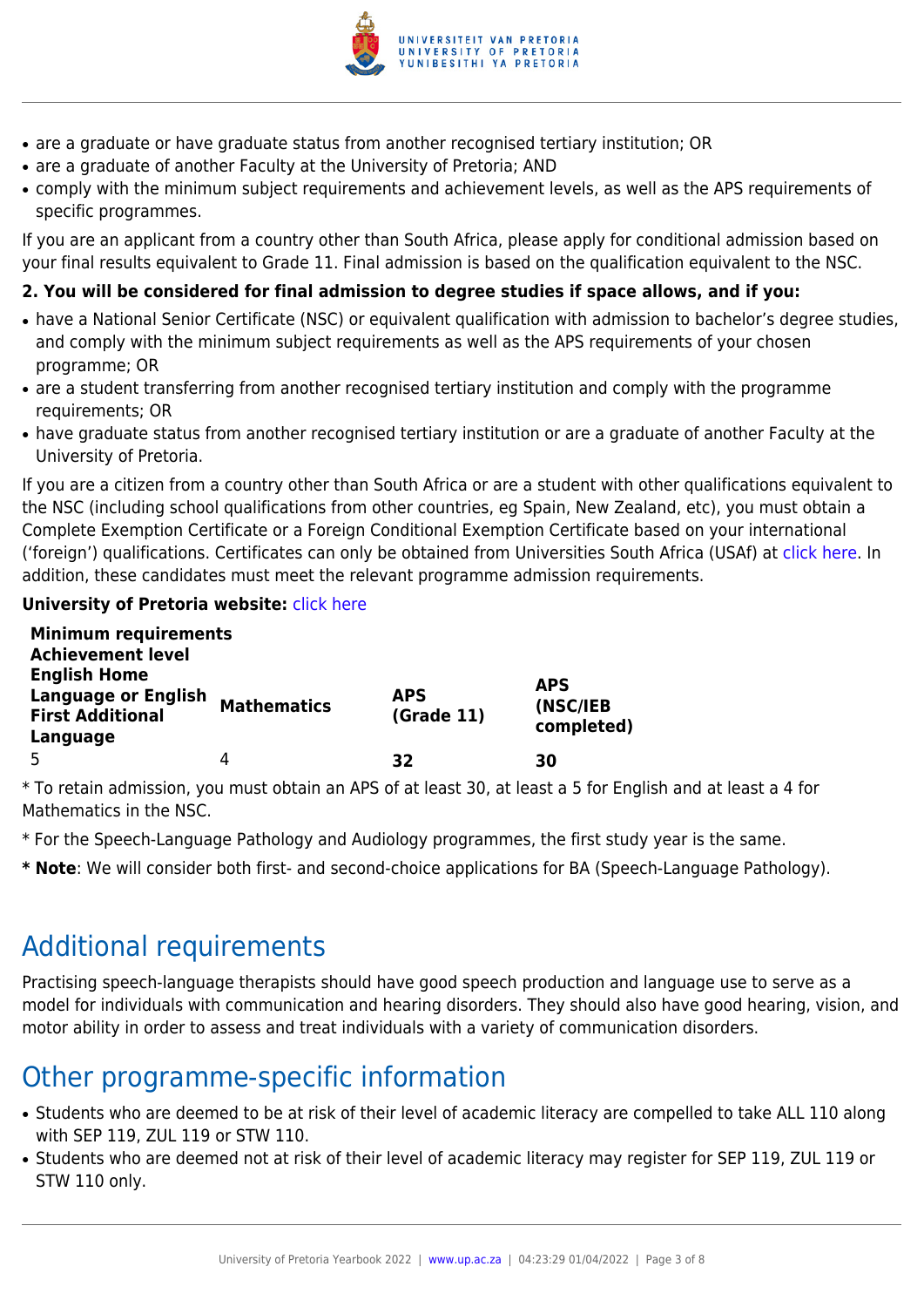- are a graduate or have graduate status from another recognised tertiary institution; OR
- are a graduate of another Faculty at the University of Pretoria; AND
- comply with the minimum subject requirements and achievement levels, as well as the APS requirements of specific programmes.

If you are an applicant from a country other than South Africa, please apply for conditional admission based on your final results equivalent to Grade 11. Final admission is based on the qualification equivalent to the NSC.

**2. You will be considered for final admission to degree studies if space allows, and if you:**

- have a National Senior Certificate (NSC) or equivalent qualification with admission to bachelor's degree studies, and comply with the minimum subject requirements as well as the APS requirements of your chosen programme; OR
- are a student transferring from another recognised tertiary institution and comply with the programme requirements; OR
- have graduate status from another recognised tertiary institution or are a graduate of another Faculty at the University of Pretoria.

If you are a citizen from a country other than South Africa or are a student with other qualifications equivalent to the NSC (including school qualifications from other countries, eg Spain, New Zealand, etc), you must obtain a Complete Exemption Certificate or a Foreign Conditional Exemption Certificate based on your international ('foreign') qualifications. Certificates can only be obtained from Universities South Africa (USAf) at click here. In addition, these candidates must meet the relevant programme admission requirements.

**University of Pretoria website:** click here

| **Minimum requirements Achievement level English Home Language or English First Additional Language** | **Mathematics** | **APS (Grade 11)** | **APS (NSC/IEB completed)** |
| --- | --- | --- | --- |
| 5 | 4 | **32** | **30** |

* To retain admission, you must obtain an APS of at least 30, at least a 5 for English and at least a 4 for Mathematics in the NSC.

* For the Speech-Language Pathology and Audiology programmes, the first study year is the same.

*** Note**: We will consider both first- and second-choice applications for BA (Speech-Language Pathology).

## Additional requirements

Practising speech-language therapists should have good speech production and language use to serve as a model for individuals with communication and hearing disorders. They should also have good hearing, vision, and motor ability in order to assess and treat individuals with a variety of communication disorders.

## Other programme-specific information

- Students who are deemed to be at risk of their level of academic literacy are compelled to take ALL 110 along with SEP 119, ZUL 119 or STW 110.
- Students who are deemed not at risk of their level of academic literacy may register for SEP 119, ZUL 119 or STW 110 only.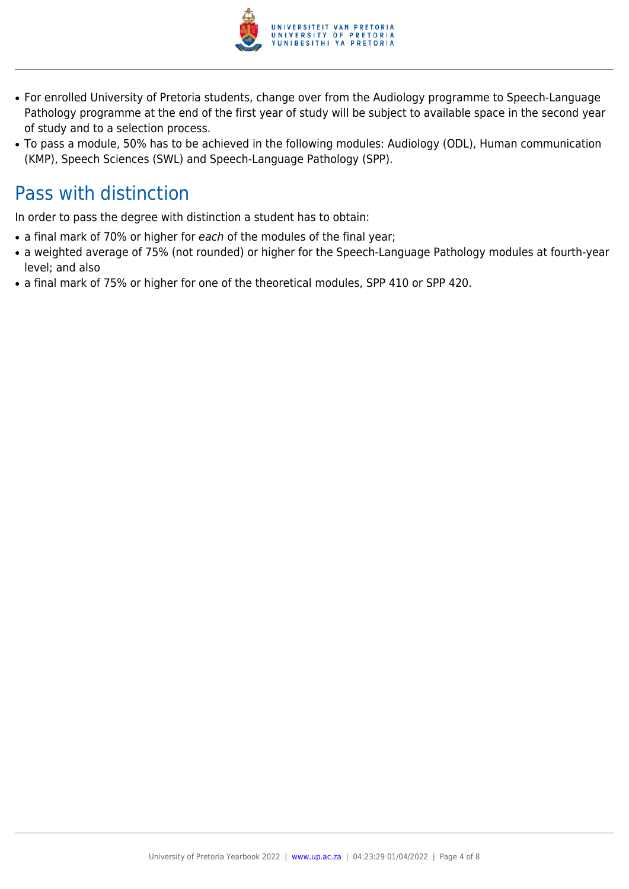- For enrolled University of Pretoria students, change over from the Audiology programme to Speech-Language Pathology programme at the end of the first year of study will be subject to available space in the second year of study and to a selection process.
- To pass a module, 50% has to be achieved in the following modules: Audiology (ODL), Human communication (KMP), Speech Sciences (SWL) and Speech-Language Pathology (SPP).

## Pass with distinction

In order to pass the degree with distinction a student has to obtain:

- a final mark of 70% or higher for *each* of the modules of the final year;
- a weighted average of 75% (not rounded) or higher for the Speech-Language Pathology modules at fourth-year level; and also
- a final mark of 75% or higher for one of the theoretical modules, SPP 410 or SPP 420.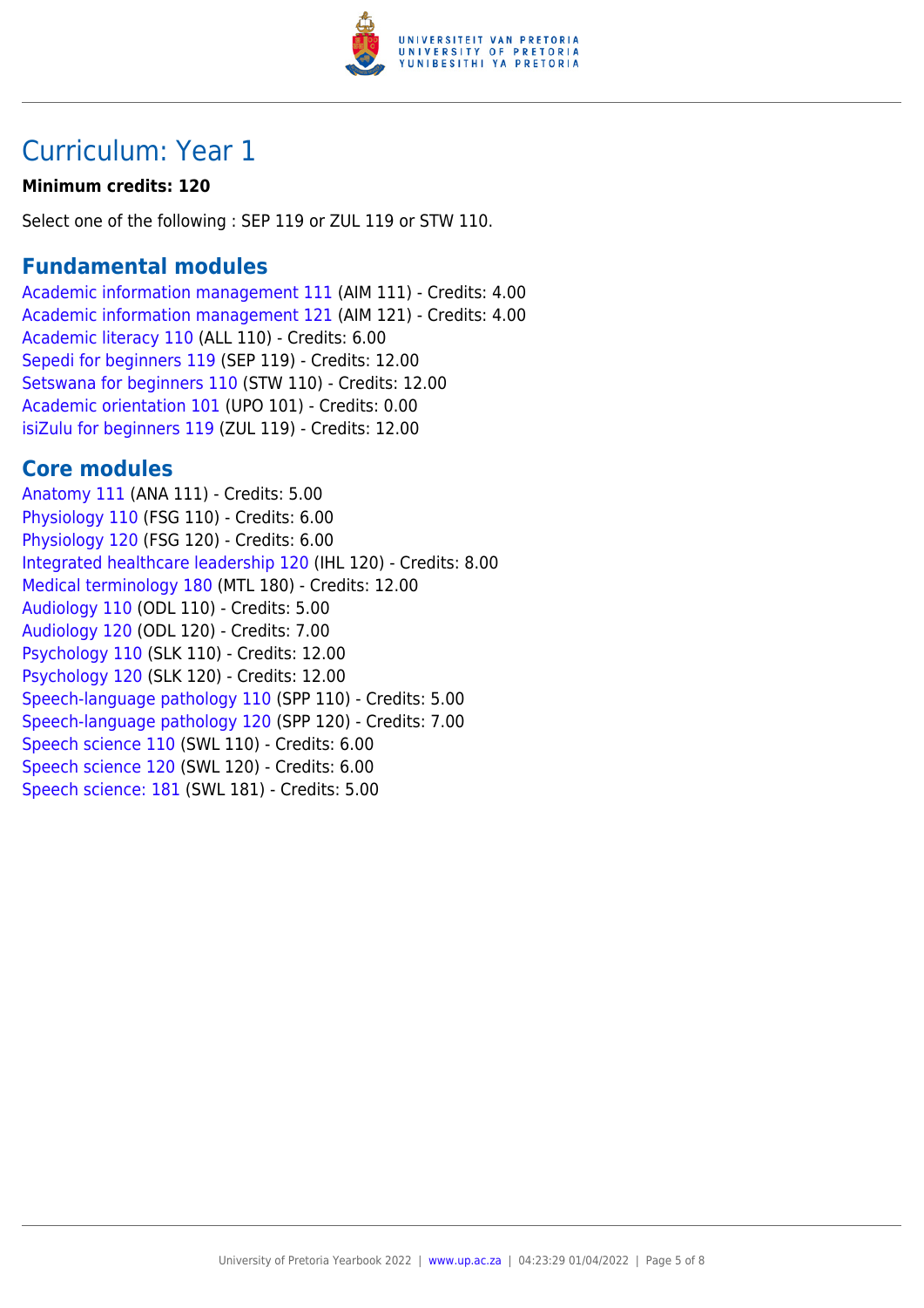# Curriculum: Year 1

**Minimum credits: 120**

Select one of the following : SEP 119 or ZUL 119 or STW 110.

## Fundamental modules

Academic information management 111 (AIM 111) - Credits: 4.00
Academic information management 121 (AIM 121) - Credits: 4.00
Academic literacy 110 (ALL 110) - Credits: 6.00
Sepedi for beginners 119 (SEP 119) - Credits: 12.00
Setswana for beginners 110 (STW 110) - Credits: 12.00
Academic orientation 101 (UPO 101) - Credits: 0.00
isiZulu for beginners 119 (ZUL 119) - Credits: 12.00

## Core modules

Anatomy 111 (ANA 111) - Credits: 5.00
Physiology 110 (FSG 110) - Credits: 6.00
Physiology 120 (FSG 120) - Credits: 6.00
Integrated healthcare leadership 120 (IHL 120) - Credits: 8.00
Medical terminology 180 (MTL 180) - Credits: 12.00
Audiology 110 (ODL 110) - Credits: 5.00
Audiology 120 (ODL 120) - Credits: 7.00
Psychology 110 (SLK 110) - Credits: 12.00
Psychology 120 (SLK 120) - Credits: 12.00
Speech-language pathology 110 (SPP 110) - Credits: 5.00
Speech-language pathology 120 (SPP 120) - Credits: 7.00
Speech science 110 (SWL 110) - Credits: 6.00
Speech science 120 (SWL 120) - Credits: 6.00
Speech science: 181 (SWL 181) - Credits: 5.00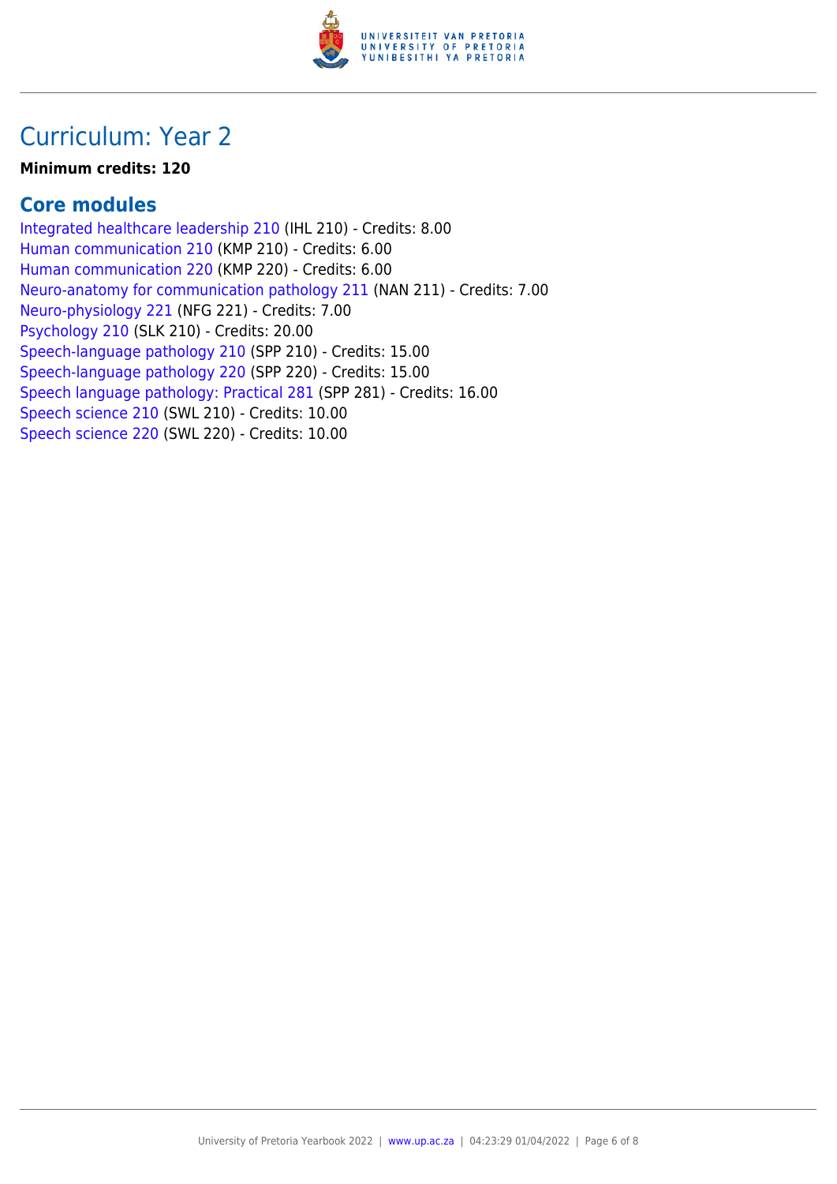# Curriculum: Year 2

**Minimum credits: 120**

## Core modules

Integrated healthcare leadership 210 (IHL 210) - Credits: 8.00
Human communication 210 (KMP 210) - Credits: 6.00
Human communication 220 (KMP 220) - Credits: 6.00
Neuro-anatomy for communication pathology 211 (NAN 211) - Credits: 7.00
Neuro-physiology 221 (NFG 221) - Credits: 7.00
Psychology 210 (SLK 210) - Credits: 20.00
Speech-language pathology 210 (SPP 210) - Credits: 15.00
Speech-language pathology 220 (SPP 220) - Credits: 15.00
Speech language pathology: Practical 281 (SPP 281) - Credits: 16.00
Speech science 210 (SWL 210) - Credits: 10.00
Speech science 220 (SWL 220) - Credits: 10.00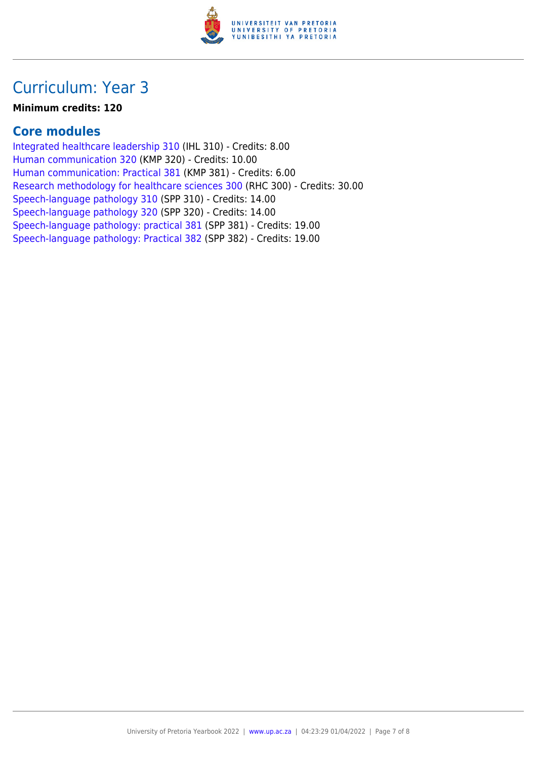# Curriculum: Year 3

**Minimum credits: 120**

## Core modules

Integrated healthcare leadership 310 (IHL 310) - Credits: 8.00
Human communication 320 (KMP 320) - Credits: 10.00
Human communication: Practical 381 (KMP 381) - Credits: 6.00
Research methodology for healthcare sciences 300 (RHC 300) - Credits: 30.00
Speech-language pathology 310 (SPP 310) - Credits: 14.00
Speech-language pathology 320 (SPP 320) - Credits: 14.00
Speech-language pathology: practical 381 (SPP 381) - Credits: 19.00
Speech-language pathology: Practical 382 (SPP 382) - Credits: 19.00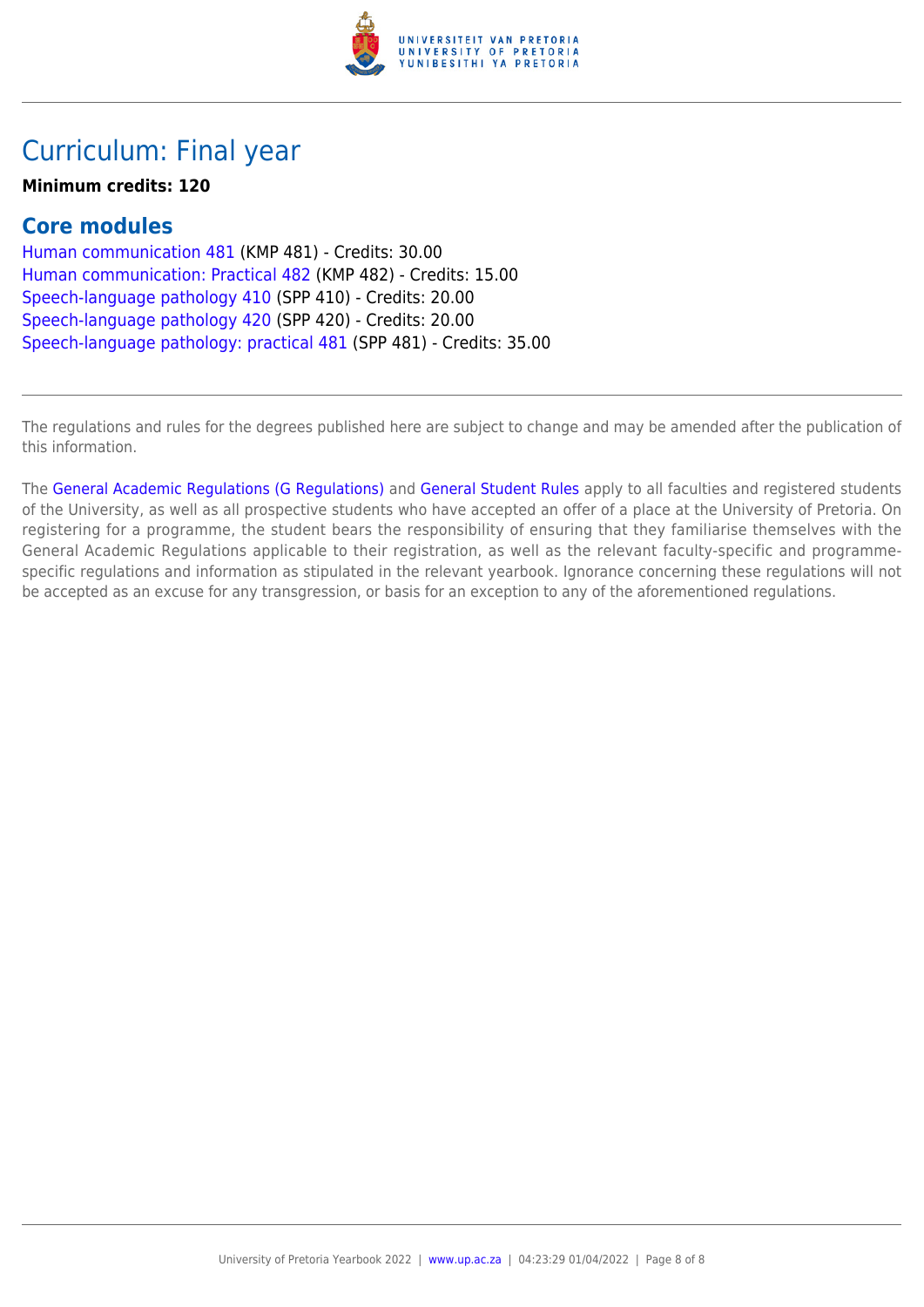## Curriculum: Final year

**Minimum credits: 120**

### Core modules

Human communication 481 (KMP 481) - Credits: 30.00
Human communication: Practical 482 (KMP 482) - Credits: 15.00
Speech-language pathology 410 (SPP 410) - Credits: 20.00
Speech-language pathology 420 (SPP 420) - Credits: 20.00
Speech-language pathology: practical 481 (SPP 481) - Credits: 35.00

---

The regulations and rules for the degrees published here are subject to change and may be amended after the publication of this information.

The General Academic Regulations (G Regulations) and General Student Rules apply to all faculties and registered students of the University, as well as all prospective students who have accepted an offer of a place at the University of Pretoria. On registering for a programme, the student bears the responsibility of ensuring that they familiarise themselves with the General Academic Regulations applicable to their registration, as well as the relevant faculty-specific and programme-specific regulations and information as stipulated in the relevant yearbook. Ignorance concerning these regulations will not be accepted as an excuse for any transgression, or basis for an exception to any of the aforementioned regulations.